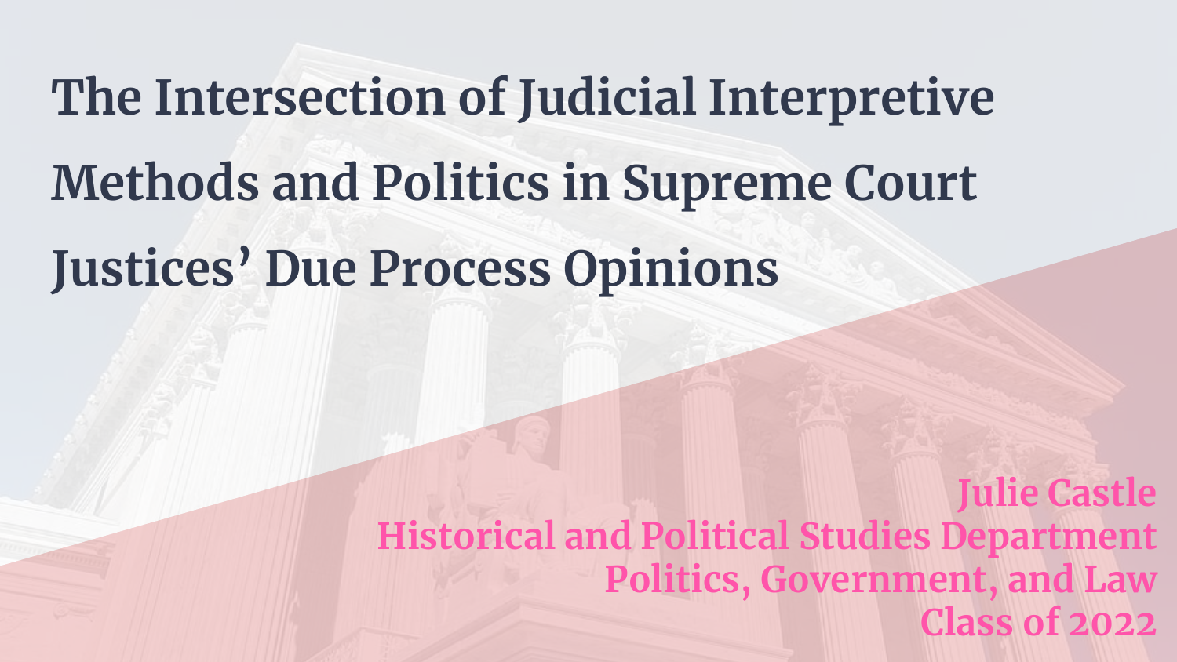# The Intersection of Judicial Interpretive Methods and Politics in Supreme Court Justices' Due Process Opinions

Julie Castle
Historical and Political Studies Department
Politics, Government, and Law
Class of 2022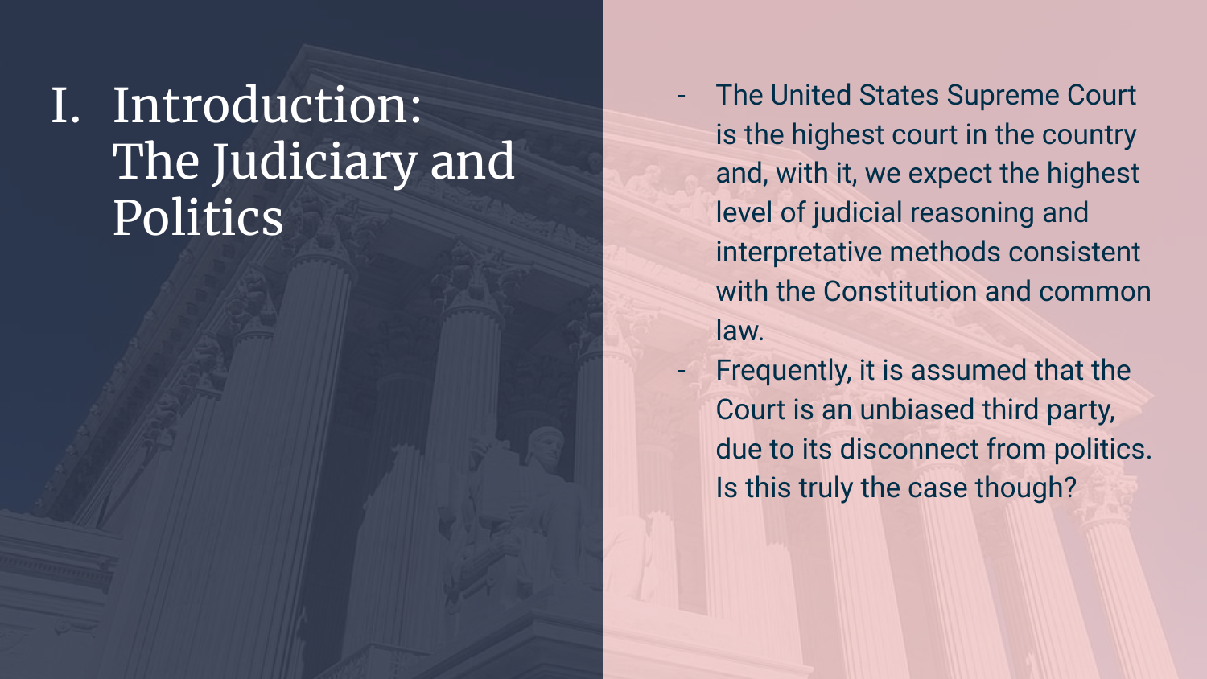# I. Introduction: The Judiciary and Politics

- The United States Supreme Court is the highest court in the country and, with it, we expect the highest level of judicial reasoning and interpretative methods consistent with the Constitution and common law.
- Frequently, it is assumed that the Court is an unbiased third party, due to its disconnect from politics. Is this truly the case though?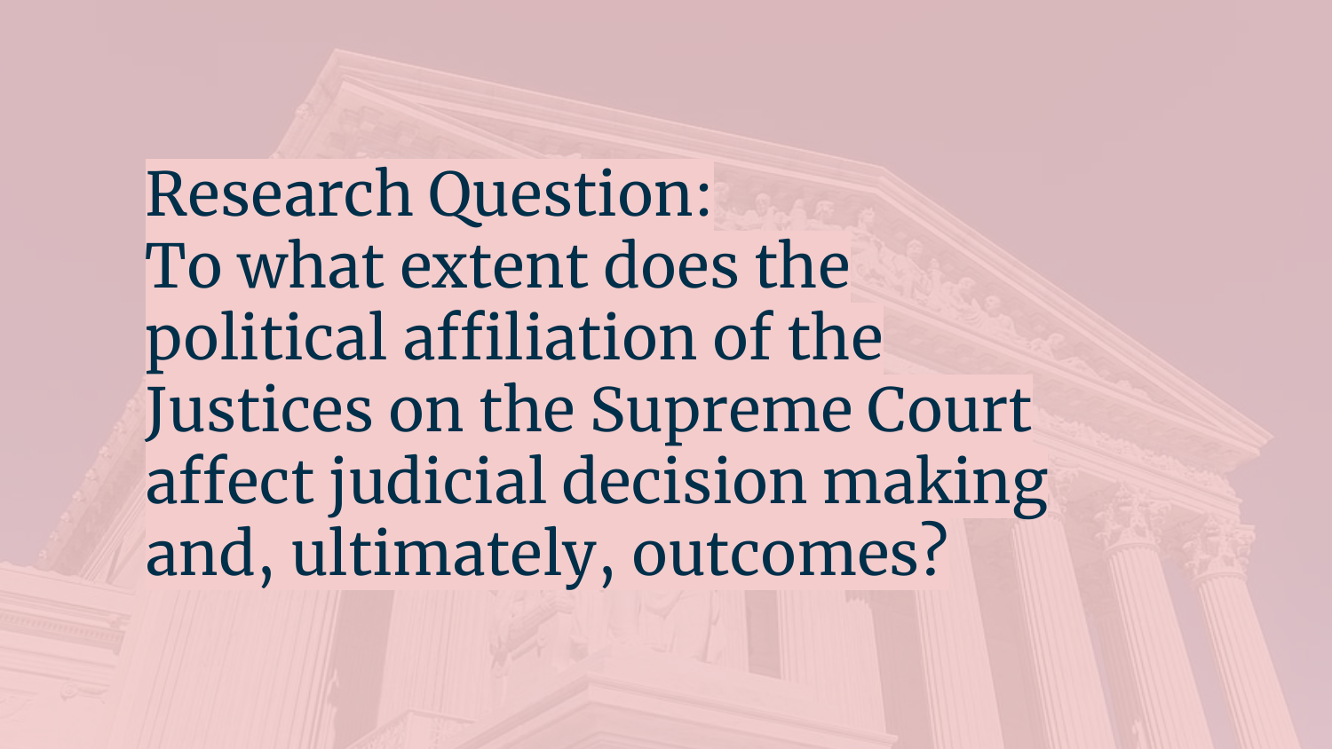# Research Question:

To what extent does the political affiliation of the Justices on the Supreme Court affect judicial decision making and, ultimately, outcomes?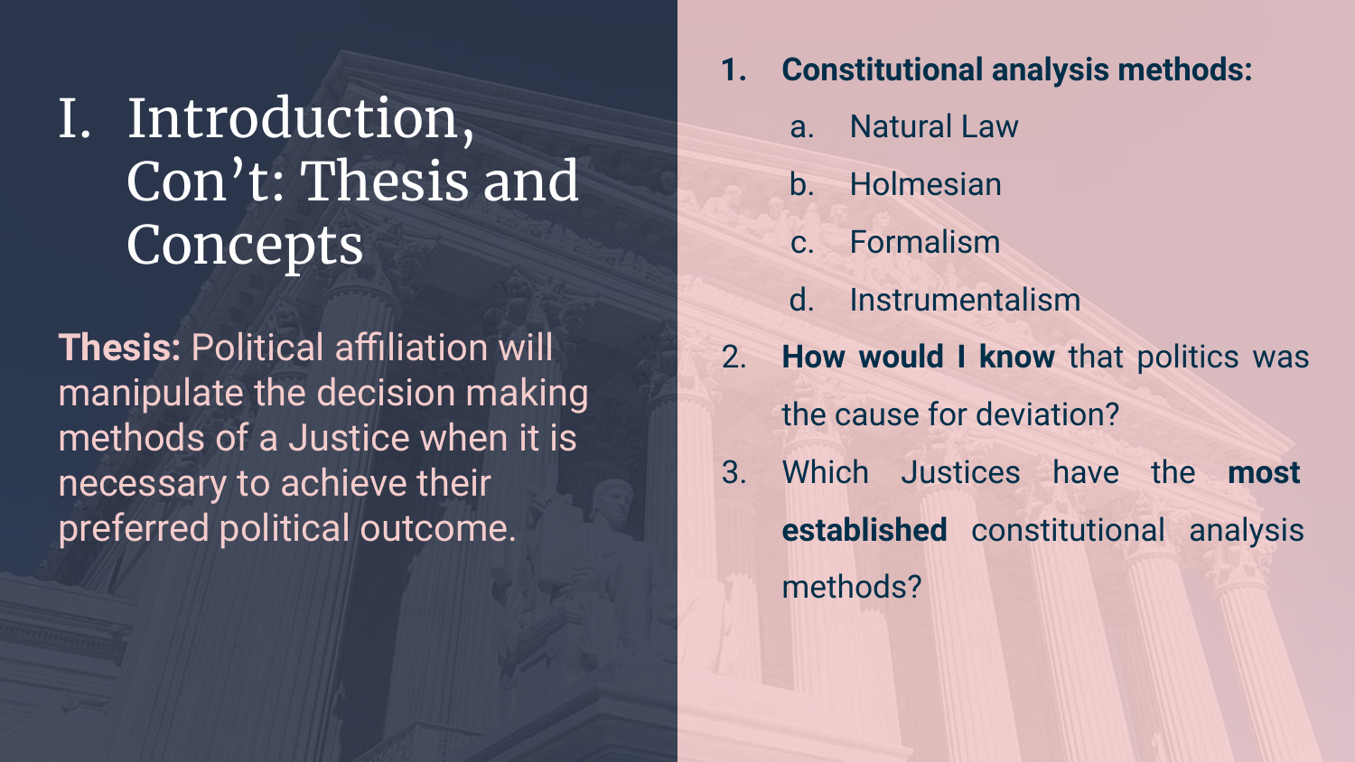# I. Introduction, Con't: Thesis and Concepts

**Thesis:** Political affiliation will manipulate the decision making methods of a Justice when it is necessary to achieve their preferred political outcome.

1. **Constitutional analysis methods:**
   a. Natural Law
   b. Holmesian
   c. Formalism
   d. Instrumentalism
2. **How would I know** that politics was the cause for deviation?
3. Which Justices have the **most established** constitutional analysis methods?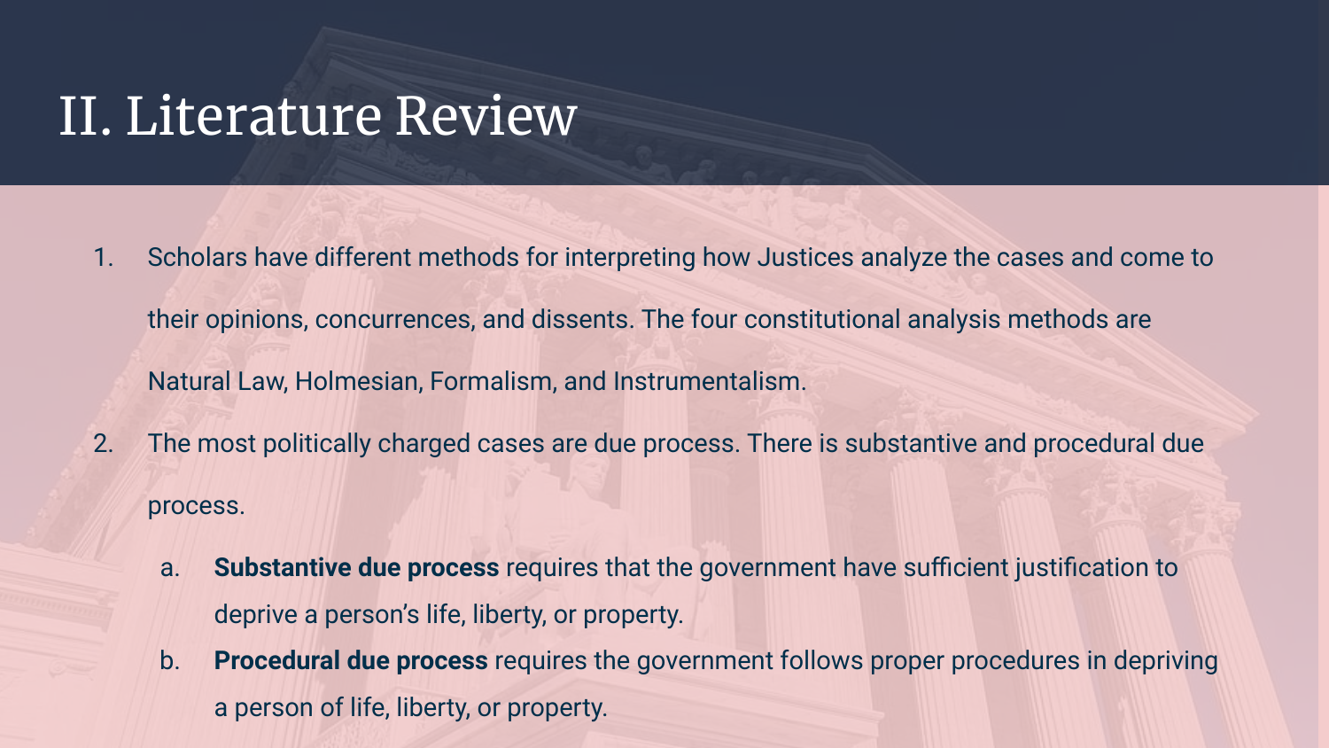# II. Literature Review

1. Scholars have different methods for interpreting how Justices analyze the cases and come to their opinions, concurrences, and dissents. The four constitutional analysis methods are Natural Law, Holmesian, Formalism, and Instrumentalism.
2. The most politically charged cases are due process. There is substantive and procedural due process.
   a. **Substantive due process** requires that the government have sufficient justification to deprive a person's life, liberty, or property.
   b. **Procedural due process** requires the government follows proper procedures in depriving a person of life, liberty, or property.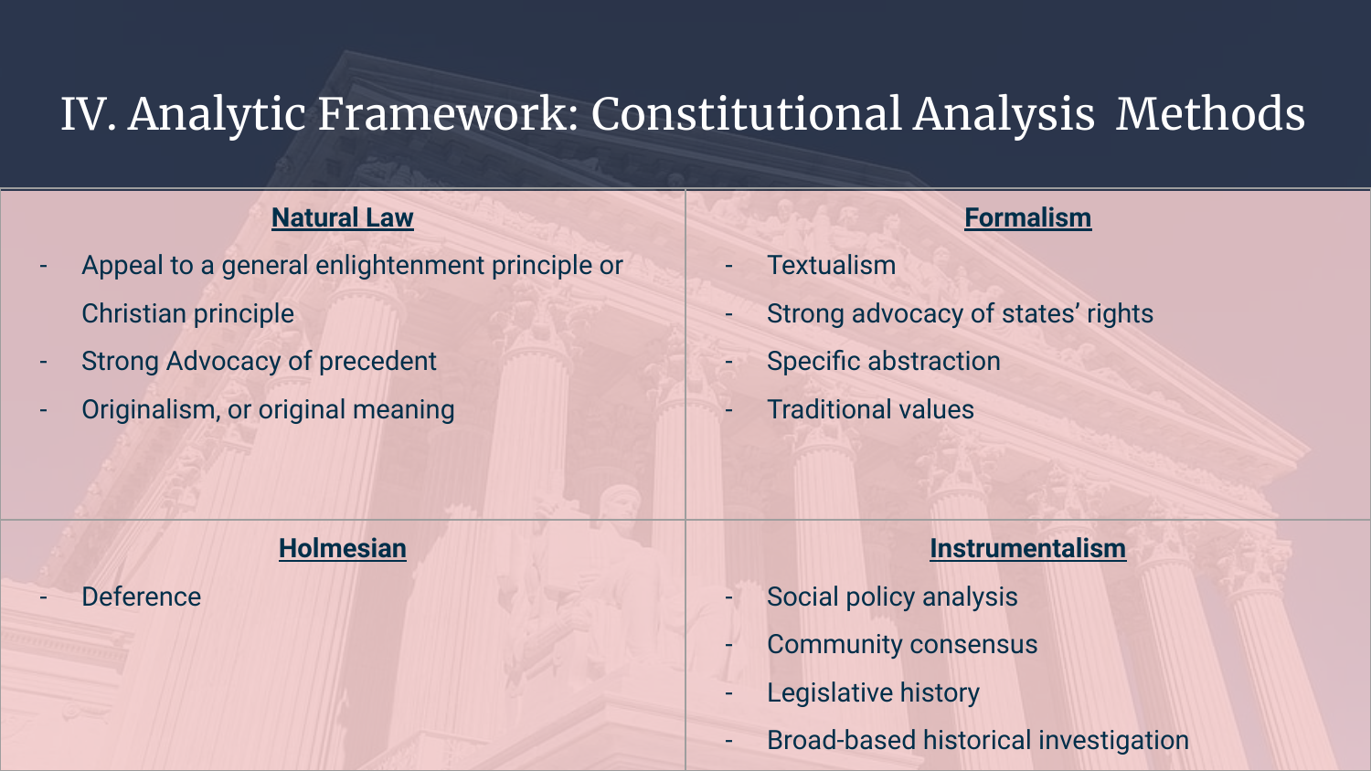# IV. Analytic Framework: Constitutional Analysis Methods

## Natural Law

- Appeal to a general enlightenment principle or Christian principle
- Strong Advocacy of precedent
- Originalism, or original meaning

## Formalism

- Textualism
- Strong advocacy of states' rights
- Specific abstraction
- Traditional values

## Holmesian

- Deference

## Instrumentalism

- Social policy analysis
- Community consensus
- Legislative history
- Broad-based historical investigation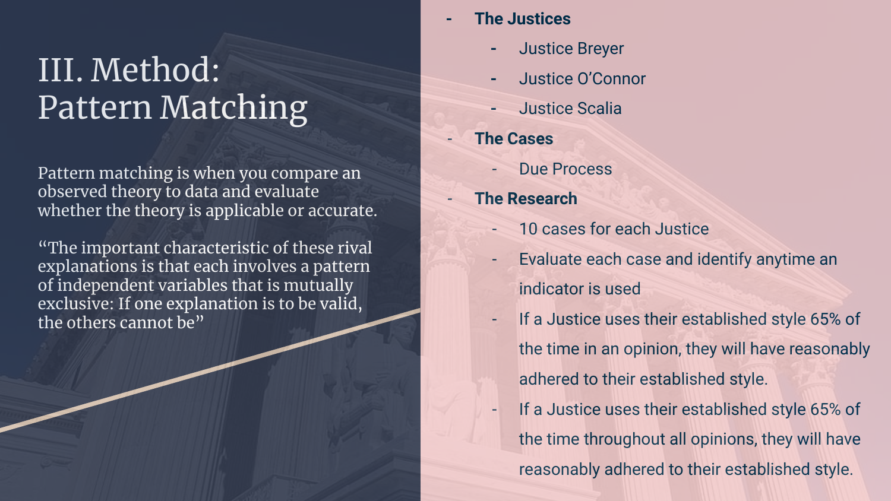# III. Method: Pattern Matching

Pattern matching is when you compare an observed theory to data and evaluate whether the theory is applicable or accurate.

"The important characteristic of these rival explanations is that each involves a pattern of independent variables that is mutually exclusive: If one explanation is to be valid, the others cannot be"

- **The Justices**
  - Justice Breyer
  - Justice O'Connor
  - Justice Scalia
- **The Cases**
  - Due Process
- **The Research**
  - 10 cases for each Justice
  - Evaluate each case and identify anytime an indicator is used
  - If a Justice uses their established style 65% of the time in an opinion, they will have reasonably adhered to their established style.
  - If a Justice uses their established style 65% of the time throughout all opinions, they will have reasonably adhered to their established style.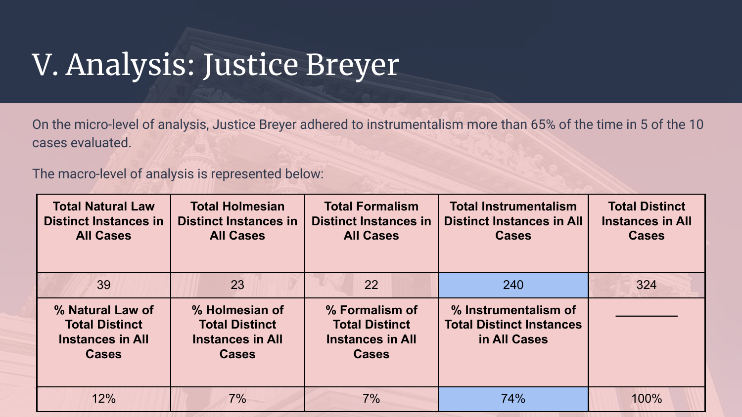# V. Analysis: Justice Breyer

On the micro-level of analysis, Justice Breyer adhered to instrumentalism more than 65% of the time in 5 of the 10 cases evaluated.

The macro-level of analysis is represented below:

| Total Natural Law Distinct Instances in All Cases | Total Holmesian Distinct Instances in All Cases | Total Formalism Distinct Instances in All Cases | Total Instrumentalism Distinct Instances in All Cases | Total Distinct Instances in All Cases |
|---|---|---|---|---|
| 39 | 23 | 22 | 240 | 324 |
| **% Natural Law of Total Distinct Instances in All Cases** | **% Holmesian of Total Distinct Instances in All Cases** | **% Formalism of Total Distinct Instances in All Cases** | **% Instrumentalism of Total Distinct Instances in All Cases** | ________ |
| 12% | 7% | 7% | 74% | 100% |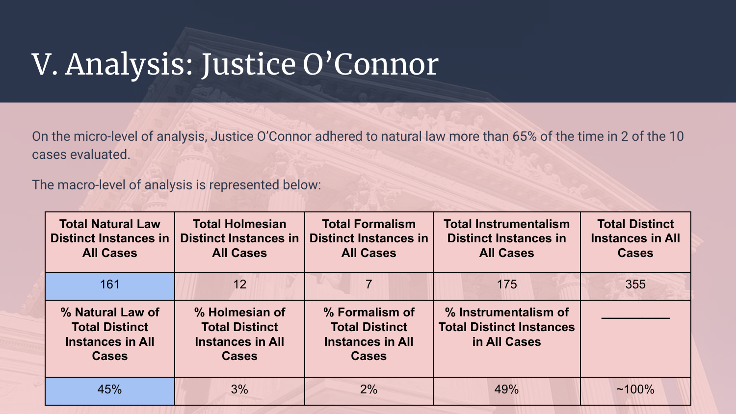# V. Analysis: Justice O’Connor

On the micro-level of analysis, Justice O’Connor adhered to natural law more than 65% of the time in 2 of the 10 cases evaluated.

The macro-level of analysis is represented below:

| Total Natural Law Distinct Instances in All Cases | Total Holmesian Distinct Instances in All Cases | Total Formalism Distinct Instances in All Cases | Total Instrumentalism Distinct Instances in All Cases | Total Distinct Instances in All Cases |
|---|---|---|---|---|
| 161 | 12 | 7 | 175 | 355 |
| **% Natural Law of Total Distinct Instances in All Cases** | **% Holmesian of Total Distinct Instances in All Cases** | **% Formalism of Total Distinct Instances in All Cases** | **% Instrumentalism of Total Distinct Instances in All Cases** | __________ |
| 45% | 3% | 2% | 49% | ~100% |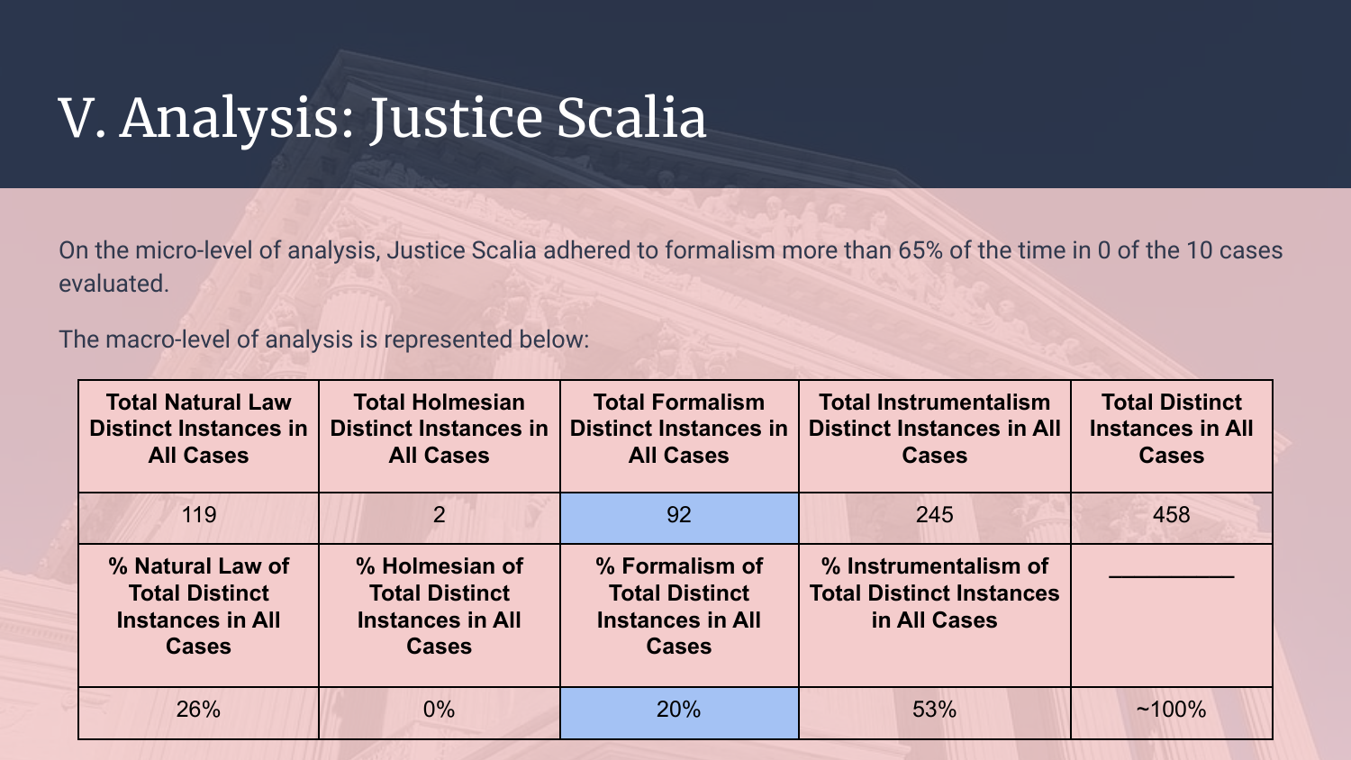# V. Analysis: Justice Scalia

On the micro-level of analysis, Justice Scalia adhered to formalism more than 65% of the time in 0 of the 10 cases evaluated.

The macro-level of analysis is represented below:

| Total Natural Law Distinct Instances in All Cases | Total Holmesian Distinct Instances in All Cases | Total Formalism Distinct Instances in All Cases | Total Instrumentalism Distinct Instances in All Cases | Total Distinct Instances in All Cases |
|---|---|---|---|---|
| 119 | 2 | 92 | 245 | 458 |
| **% Natural Law of Total Distinct Instances in All Cases** | **% Holmesian of Total Distinct Instances in All Cases** | **% Formalism of Total Distinct Instances in All Cases** | **% Instrumentalism of Total Distinct Instances in All Cases** | __________ |
| 26% | 0% | 20% | 53% | ~100% |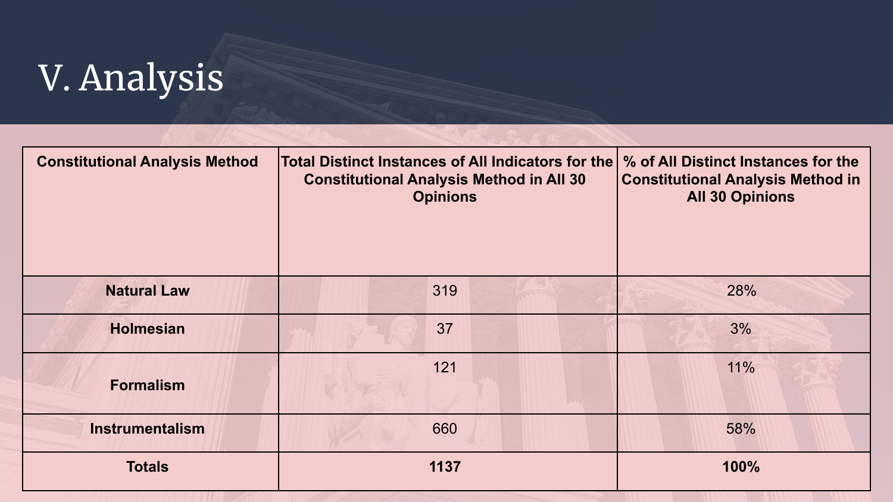# V. Analysis

| Constitutional Analysis Method | Total Distinct Instances of All Indicators for the Constitutional Analysis Method in All 30 Opinions | % of All Distinct Instances for the Constitutional Analysis Method in All 30 Opinions |
| --- | --- | --- |
| **Natural Law** | 319 | 28% |
| **Holmesian** | 37 | 3% |
| **Formalism** | 121 | 11% |
| **Instrumentalism** | 660 | 58% |
| **Totals** | **1137** | **100%** |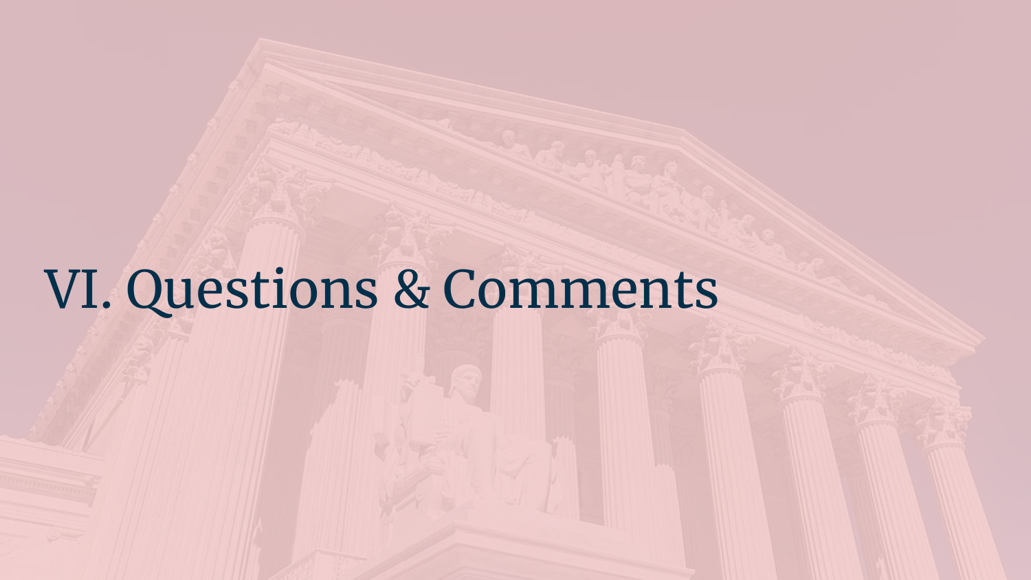# VI. Questions & Comments